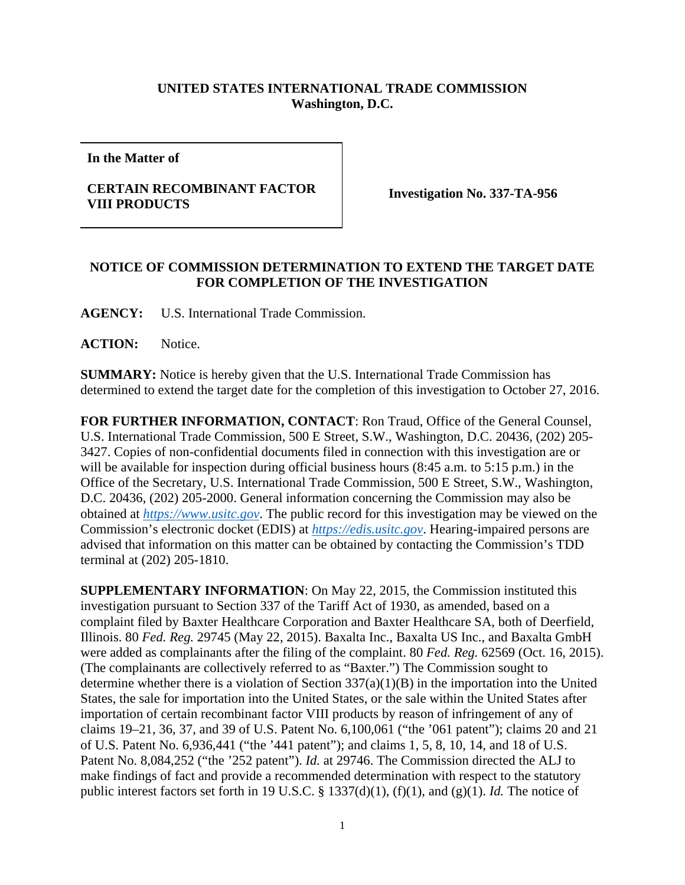**UNITED STATES INTERNATIONAL TRADE COMMISSION**
**Washington, D.C.**

| | |
|---|---|
| **In the Matter of**<br><br>**CERTAIN RECOMBINANT FACTOR VIII PRODUCTS** | **Investigation No. 337-TA-956** |

**NOTICE OF COMMISSION DETERMINATION TO EXTEND THE TARGET DATE FOR COMPLETION OF THE INVESTIGATION**

**AGENCY:** U.S. International Trade Commission.

**ACTION:** Notice.

**SUMMARY:** Notice is hereby given that the U.S. International Trade Commission has determined to extend the target date for the completion of this investigation to October 27, 2016.

**FOR FURTHER INFORMATION, CONTACT**: Ron Traud, Office of the General Counsel, U.S. International Trade Commission, 500 E Street, S.W., Washington, D.C. 20436, (202) 205-3427. Copies of non-confidential documents filed in connection with this investigation are or will be available for inspection during official business hours (8:45 a.m. to 5:15 p.m.) in the Office of the Secretary, U.S. International Trade Commission, 500 E Street, S.W., Washington, D.C. 20436, (202) 205-2000. General information concerning the Commission may also be obtained at *https://www.usitc.gov*. The public record for this investigation may be viewed on the Commission's electronic docket (EDIS) at *https://edis.usitc.gov*. Hearing-impaired persons are advised that information on this matter can be obtained by contacting the Commission's TDD terminal at (202) 205-1810.

**SUPPLEMENTARY INFORMATION**: On May 22, 2015, the Commission instituted this investigation pursuant to Section 337 of the Tariff Act of 1930, as amended, based on a complaint filed by Baxter Healthcare Corporation and Baxter Healthcare SA, both of Deerfield, Illinois. 80 *Fed. Reg.* 29745 (May 22, 2015). Baxalta Inc., Baxalta US Inc., and Baxalta GmbH were added as complainants after the filing of the complaint. 80 *Fed. Reg.* 62569 (Oct. 16, 2015). (The complainants are collectively referred to as "Baxter.") The Commission sought to determine whether there is a violation of Section 337(a)(1)(B) in the importation into the United States, the sale for importation into the United States, or the sale within the United States after importation of certain recombinant factor VIII products by reason of infringement of any of claims 19–21, 36, 37, and 39 of U.S. Patent No. 6,100,061 ("the '061 patent"); claims 20 and 21 of U.S. Patent No. 6,936,441 ("the '441 patent"); and claims 1, 5, 8, 10, 14, and 18 of U.S. Patent No. 8,084,252 ("the '252 patent"). *Id.* at 29746. The Commission directed the ALJ to make findings of fact and provide a recommended determination with respect to the statutory public interest factors set forth in 19 U.S.C. § 1337(d)(1), (f)(1), and (g)(1). *Id.* The notice of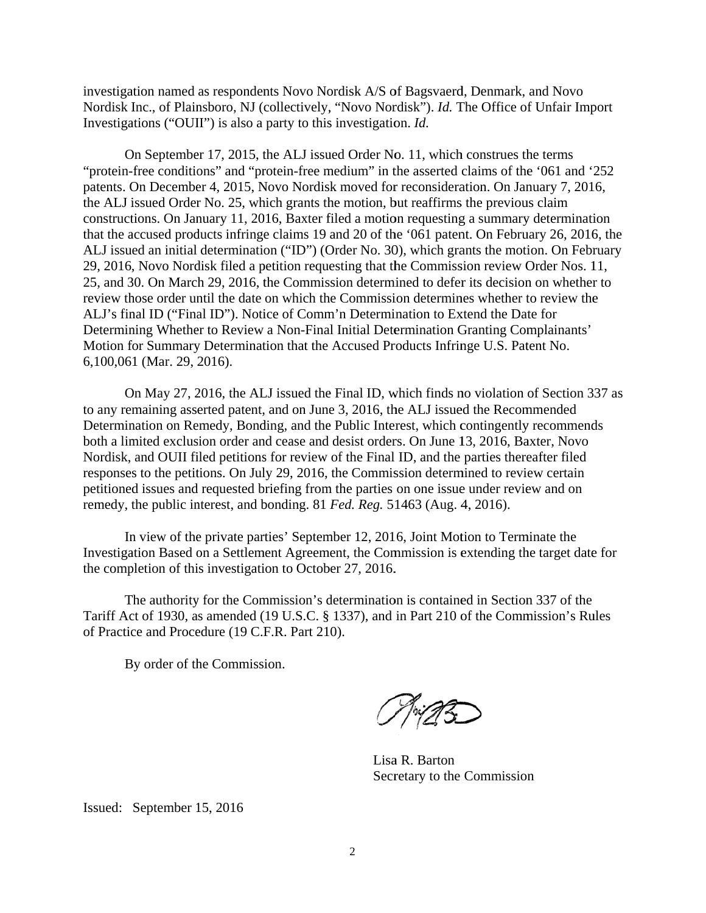investigation named as respondents Novo Nordisk A/S of Bagsvaerd, Denmark, and Novo Nordisk Inc., of Plainsboro, NJ (collectively, "Novo Nordisk"). *Id.* The Office of Unfair Import Investigations ("OUII") is also a party to this investigation. *Id.*

On September 17, 2015, the ALJ issued Order No. 11, which construes the terms "protein-free conditions" and "protein-free medium" in the asserted claims of the '061 and '252 patents. On December 4, 2015, Novo Nordisk moved for reconsideration. On January 7, 2016, the ALJ issued Order No. 25, which grants the motion, but reaffirms the previous claim constructions. On January 11, 2016, Baxter filed a motion requesting a summary determination that the accused products infringe claims 19 and 20 of the '061 patent. On February 26, 2016, the ALJ issued an initial determination ("ID") (Order No. 30), which grants the motion. On February 29, 2016, Novo Nordisk filed a petition requesting that the Commission review Order Nos. 11, 25, and 30. On March 29, 2016, the Commission determined to defer its decision on whether to review those order until the date on which the Commission determines whether to review the ALJ's final ID ("Final ID"). Notice of Comm'n Determination to Extend the Date for Determining Whether to Review a Non-Final Initial Determination Granting Complainants' Motion for Summary Determination that the Accused Products Infringe U.S. Patent No. 6,100,061 (Mar. 29, 2016).

On May 27, 2016, the ALJ issued the Final ID, which finds no violation of Section 337 as to any remaining asserted patent, and on June 3, 2016, the ALJ issued the Recommended Determination on Remedy, Bonding, and the Public Interest, which contingently recommends both a limited exclusion order and cease and desist orders. On June 13, 2016, Baxter, Novo Nordisk, and OUII filed petitions for review of the Final ID, and the parties thereafter filed responses to the petitions. On July 29, 2016, the Commission determined to review certain petitioned issues and requested briefing from the parties on one issue under review and on remedy, the public interest, and bonding. 81 *Fed. Reg.* 51463 (Aug. 4, 2016).

In view of the private parties' September 12, 2016, Joint Motion to Terminate the Investigation Based on a Settlement Agreement, the Commission is extending the target date for the completion of this investigation to October 27, 2016.

The authority for the Commission's determination is contained in Section 337 of the Tariff Act of 1930, as amended (19 U.S.C. § 1337), and in Part 210 of the Commission's Rules of Practice and Procedure (19 C.F.R. Part 210).

By order of the Commission.

Lisa R. Barton
Secretary to the Commission

Issued: September 15, 2016